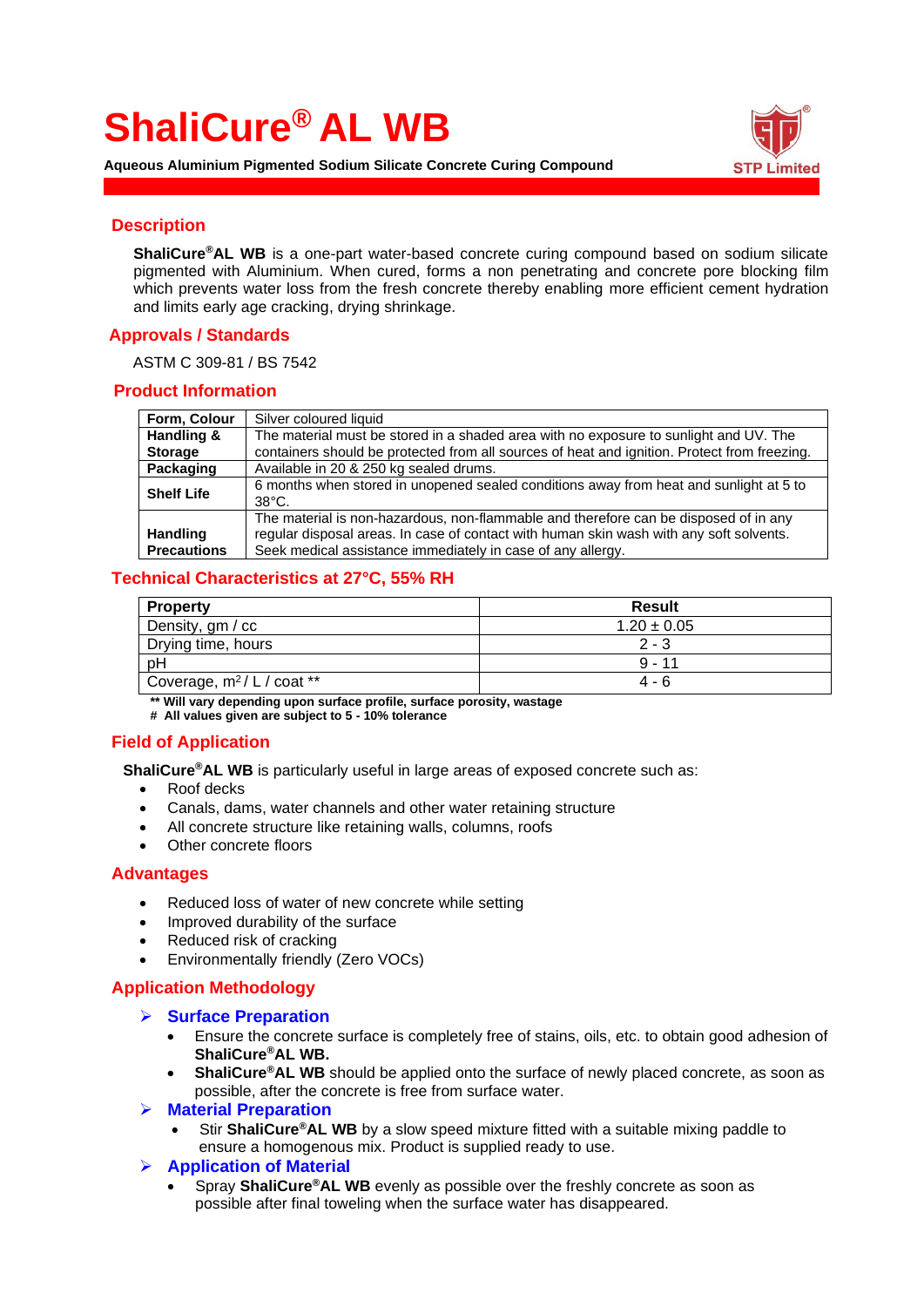# ShaliCure® AL WB

**Aqueous Aluminium Pigmented Sodium Silicate Concrete Curing Compound**

STP Limited

## Description

**ShaliCure®AL WB** is a one-part water-based concrete curing compound based on sodium silicate pigmented with Aluminium. When cured, forms a non penetrating and concrete pore blocking film which prevents water loss from the fresh concrete thereby enabling more efficient cement hydration and limits early age cracking, drying shrinkage.

## Approvals / Standards

ASTM C 309-81 / BS 7542

## Product Information

| | |
|---|---|
| **Form, Colour** | Silver coloured liquid |
| **Handling & Storage** | The material must be stored in a shaded area with no exposure to sunlight and UV. The containers should be protected from all sources of heat and ignition. Protect from freezing. |
| **Packaging** | Available in 20 & 250 kg sealed drums. |
| **Shelf Life** | 6 months when stored in unopened sealed conditions away from heat and sunlight at 5 to 38°C. |
| **Handling Precautions** | The material is non-hazardous, non-flammable and therefore can be disposed of in any regular disposal areas. In case of contact with human skin wash with any soft solvents. Seek medical assistance immediately in case of any allergy. |

## Technical Characteristics at 27°C, 55% RH

| **Property** | **Result** |
|---|---|
| Density, gm / cc | 1.20 ± 0.05 |
| Drying time, hours | 2 - 3 |
| pH | 9 - 11 |
| Coverage, $m^2$ / L / coat ** | 4 - 6 |

**** Will vary depending upon surface profile, surface porosity, wastage**
**# All values given are subject to 5 - 10% tolerance**

## Field of Application

**ShaliCure®AL WB** is particularly useful in large areas of exposed concrete such as:

- Roof decks
- Canals, dams, water channels and other water retaining structure
- All concrete structure like retaining walls, columns, roofs
- Other concrete floors

## Advantages

- Reduced loss of water of new concrete while setting
- Improved durability of the surface
- Reduced risk of cracking
- Environmentally friendly (Zero VOCs)

## Application Methodology

### Surface Preparation

- Ensure the concrete surface is completely free of stains, oils, etc. to obtain good adhesion of **ShaliCure®AL WB.**
- **ShaliCure®AL WB** should be applied onto the surface of newly placed concrete, as soon as possible, after the concrete is free from surface water.

### Material Preparation

- Stir **ShaliCure®AL WB** by a slow speed mixture fitted with a suitable mixing paddle to ensure a homogenous mix. Product is supplied ready to use.

### Application of Material

- Spray **ShaliCure®AL WB** evenly as possible over the freshly concrete as soon as possible after final toweling when the surface water has disappeared.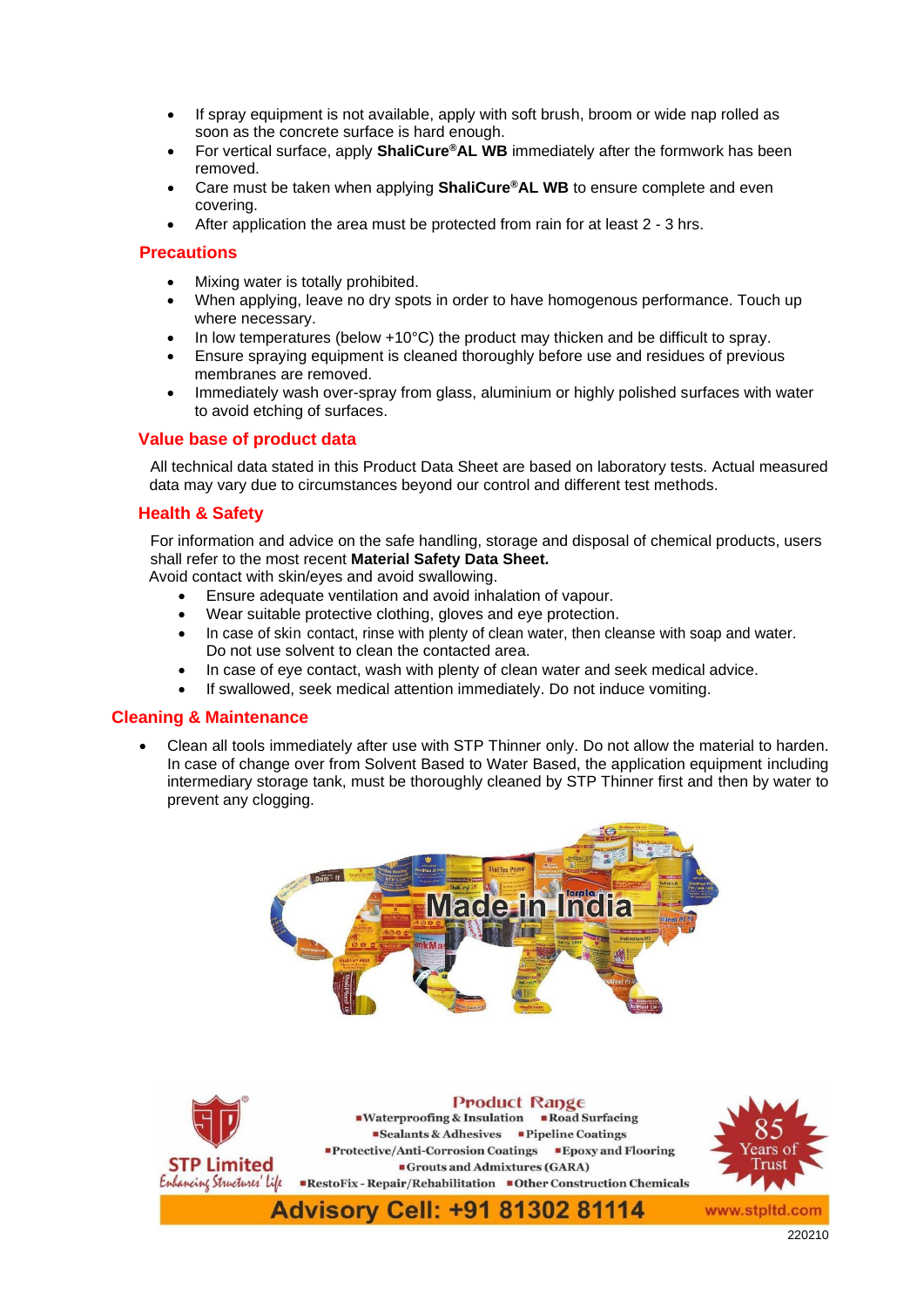- If spray equipment is not available, apply with soft brush, broom or wide nap rolled as soon as the concrete surface is hard enough.
- For vertical surface, apply **ShaliCure®AL WB** immediately after the formwork has been removed.
- Care must be taken when applying **ShaliCure®AL WB** to ensure complete and even covering.
- After application the area must be protected from rain for at least 2 - 3 hrs.

## Precautions

- Mixing water is totally prohibited.
- When applying, leave no dry spots in order to have homogenous performance. Touch up where necessary.
- In low temperatures (below +10°C) the product may thicken and be difficult to spray.
- Ensure spraying equipment is cleaned thoroughly before use and residues of previous membranes are removed.
- Immediately wash over-spray from glass, aluminium or highly polished surfaces with water to avoid etching of surfaces.

## Value base of product data

All technical data stated in this Product Data Sheet are based on laboratory tests. Actual measured data may vary due to circumstances beyond our control and different test methods.

## Health & Safety

For information and advice on the safe handling, storage and disposal of chemical products, users shall refer to the most recent **Material Safety Data Sheet.**
Avoid contact with skin/eyes and avoid swallowing.

- Ensure adequate ventilation and avoid inhalation of vapour.
- Wear suitable protective clothing, gloves and eye protection.
- In case of skin contact, rinse with plenty of clean water, then cleanse with soap and water. Do not use solvent to clean the contacted area.
- In case of eye contact, wash with plenty of clean water and seek medical advice.
- If swallowed, seek medical attention immediately. Do not induce vomiting.

## Cleaning & Maintenance

- Clean all tools immediately after use with STP Thinner only. Do not allow the material to harden. In case of change over from Solvent Based to Water Based, the application equipment including intermediary storage tank, must be thoroughly cleaned by STP Thinner first and then by water to prevent any clogging.

Made in India

STP Limited
Enhancing Structures' Life

**Product Range**

- Waterproofing & Insulation
- Road Surfacing
- Sealants & Adhesives
- Pipeline Coatings
- Protective/Anti-Corrosion Coatings
- Epoxy and Flooring
- Grouts and Admixtures (GARA)
- RestoFix - Repair/Rehabilitation
- Other Construction Chemicals

85 Years of Trust

**Advisory Cell: +91 81302 81114**

www.stpltd.com

220210